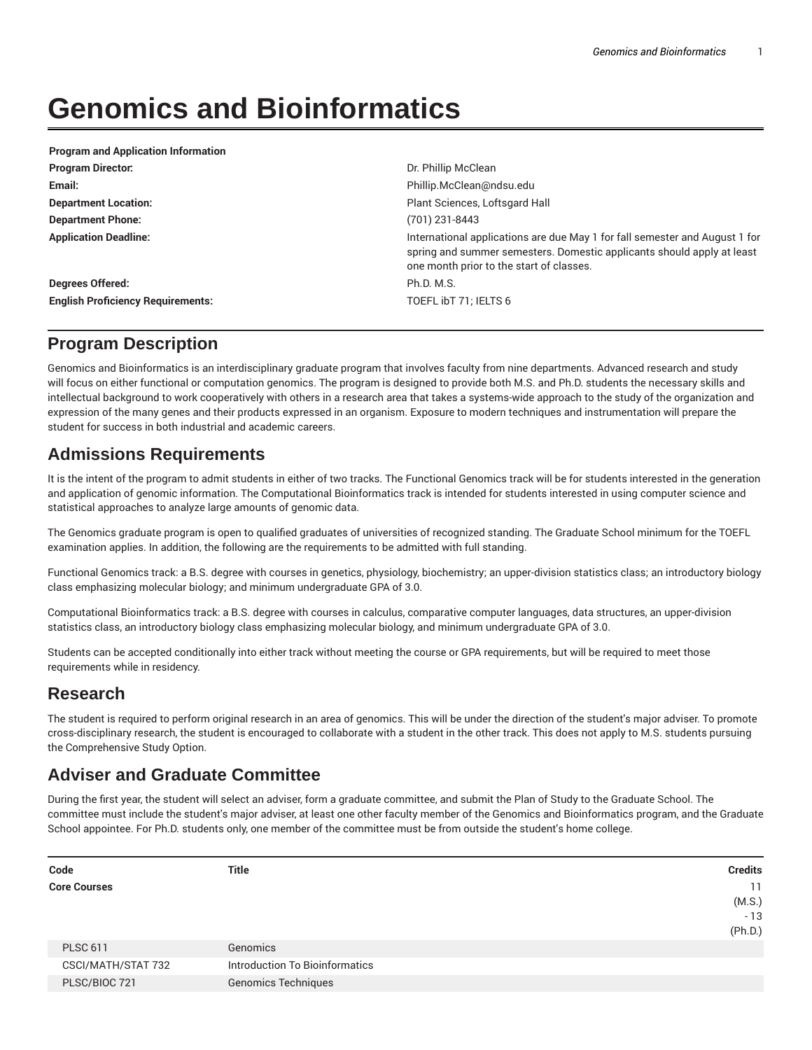# Genomics and Bioinformatics

| Program and Application Information | |
|---|---|
| **Program Director:** | Dr. Phillip McClean |
| **Email:** | Phillip.McClean@ndsu.edu |
| **Department Location:** | Plant Sciences, Loftsgard Hall |
| **Department Phone:** | (701) 231-8443 |
| **Application Deadline:** | International applications are due May 1 for fall semester and August 1 for spring and summer semesters. Domestic applicants should apply at least one month prior to the start of classes. |
| **Degrees Offered:** | Ph.D. M.S. |
| **English Proficiency Requirements:** | TOEFL ibT 71; IELTS 6 |

## Program Description

Genomics and Bioinformatics is an interdisciplinary graduate program that involves faculty from nine departments. Advanced research and study will focus on either functional or computation genomics. The program is designed to provide both M.S. and Ph.D. students the necessary skills and intellectual background to work cooperatively with others in a research area that takes a systems-wide approach to the study of the organization and expression of the many genes and their products expressed in an organism. Exposure to modern techniques and instrumentation will prepare the student for success in both industrial and academic careers.

## Admissions Requirements

It is the intent of the program to admit students in either of two tracks. The Functional Genomics track will be for students interested in the generation and application of genomic information. The Computational Bioinformatics track is intended for students interested in using computer science and statistical approaches to analyze large amounts of genomic data.

The Genomics graduate program is open to qualified graduates of universities of recognized standing. The Graduate School minimum for the TOEFL examination applies. In addition, the following are the requirements to be admitted with full standing.

Functional Genomics track: a B.S. degree with courses in genetics, physiology, biochemistry; an upper-division statistics class; an introductory biology class emphasizing molecular biology; and minimum undergraduate GPA of 3.0.

Computational Bioinformatics track: a B.S. degree with courses in calculus, comparative computer languages, data structures, an upper-division statistics class, an introductory biology class emphasizing molecular biology, and minimum undergraduate GPA of 3.0.

Students can be accepted conditionally into either track without meeting the course or GPA requirements, but will be required to meet those requirements while in residency.

## Research

The student is required to perform original research in an area of genomics. This will be under the direction of the student's major adviser. To promote cross-disciplinary research, the student is encouraged to collaborate with a student in the other track. This does not apply to M.S. students pursuing the Comprehensive Study Option.

## Adviser and Graduate Committee

During the first year, the student will select an adviser, form a graduate committee, and submit the Plan of Study to the Graduate School. The committee must include the student's major adviser, at least one other faculty member of the Genomics and Bioinformatics program, and the Graduate School appointee. For Ph.D. students only, one member of the committee must be from outside the student's home college.

| Code | Title | Credits |
|---|---|---|
| **Core Courses** | | 11 (M.S.) - 13 (Ph.D.) |
| PLSC 611 | Genomics | |
| CSCI/MATH/STAT 732 | Introduction To Bioinformatics | |
| PLSC/BIOC 721 | Genomics Techniques | |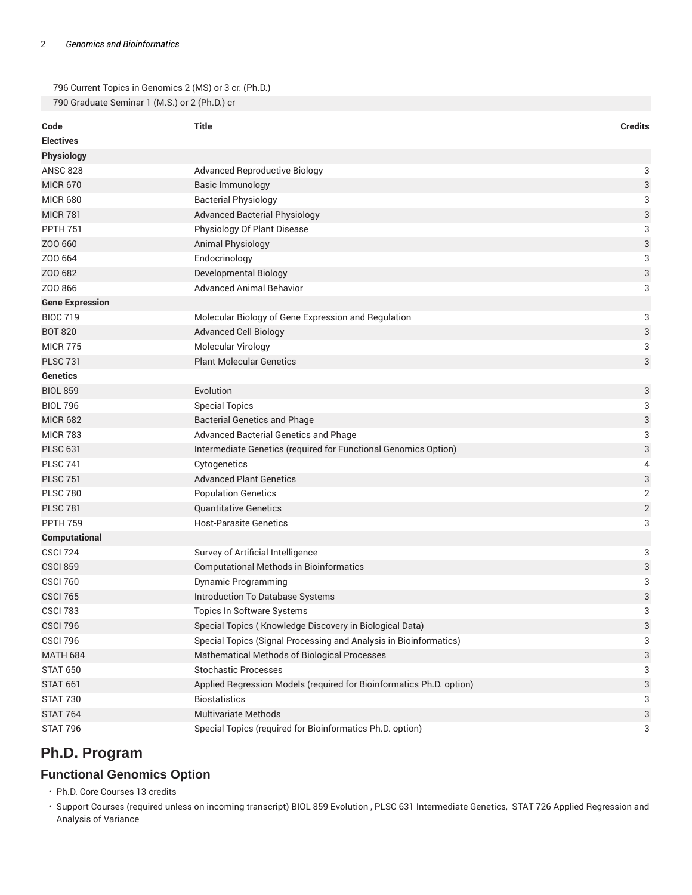| | |
|---|---|
| 796 Current Topics in Genomics 2 (MS) or 3 cr. (Ph.D.) | |
| 790 Graduate Seminar 1 (M.S.) or 2 (Ph.D.) cr | |

| Code | Title | Credits |
|---|---|---|
| **Electives** | | |
| **Physiology** | | |
| ANSC 828 | Advanced Reproductive Biology | 3 |
| MICR 670 | Basic Immunology | 3 |
| MICR 680 | Bacterial Physiology | 3 |
| MICR 781 | Advanced Bacterial Physiology | 3 |
| PPTH 751 | Physiology Of Plant Disease | 3 |
| ZOO 660 | Animal Physiology | 3 |
| ZOO 664 | Endocrinology | 3 |
| ZOO 682 | Developmental Biology | 3 |
| ZOO 866 | Advanced Animal Behavior | 3 |
| **Gene Expression** | | |
| BIOC 719 | Molecular Biology of Gene Expression and Regulation | 3 |
| BOT 820 | Advanced Cell Biology | 3 |
| MICR 775 | Molecular Virology | 3 |
| PLSC 731 | Plant Molecular Genetics | 3 |
| **Genetics** | | |
| BIOL 859 | Evolution | 3 |
| BIOL 796 | Special Topics | 3 |
| MICR 682 | Bacterial Genetics and Phage | 3 |
| MICR 783 | Advanced Bacterial Genetics and Phage | 3 |
| PLSC 631 | Intermediate Genetics (required for Functional Genomics Option) | 3 |
| PLSC 741 | Cytogenetics | 4 |
| PLSC 751 | Advanced Plant Genetics | 3 |
| PLSC 780 | Population Genetics | 2 |
| PLSC 781 | Quantitative Genetics | 2 |
| PPTH 759 | Host-Parasite Genetics | 3 |
| **Computational** | | |
| CSCI 724 | Survey of Artificial Intelligence | 3 |
| CSCI 859 | Computational Methods in Bioinformatics | 3 |
| CSCI 760 | Dynamic Programming | 3 |
| CSCI 765 | Introduction To Database Systems | 3 |
| CSCI 783 | Topics In Software Systems | 3 |
| CSCI 796 | Special Topics ( Knowledge Discovery in Biological Data) | 3 |
| CSCI 796 | Special Topics (Signal Processing and Analysis in Bioinformatics) | 3 |
| MATH 684 | Mathematical Methods of Biological Processes | 3 |
| STAT 650 | Stochastic Processes | 3 |
| STAT 661 | Applied Regression Models (required for Bioinformatics Ph.D. option) | 3 |
| STAT 730 | Biostatistics | 3 |
| STAT 764 | Multivariate Methods | 3 |
| STAT 796 | Special Topics (required for Bioinformatics Ph.D. option) | 3 |

## Ph.D. Program

### Functional Genomics Option

- Ph.D. Core Courses 13 credits
- Support Courses (required unless on incoming transcript) BIOL 859 Evolution , PLSC 631 Intermediate Genetics, STAT 726 Applied Regression and Analysis of Variance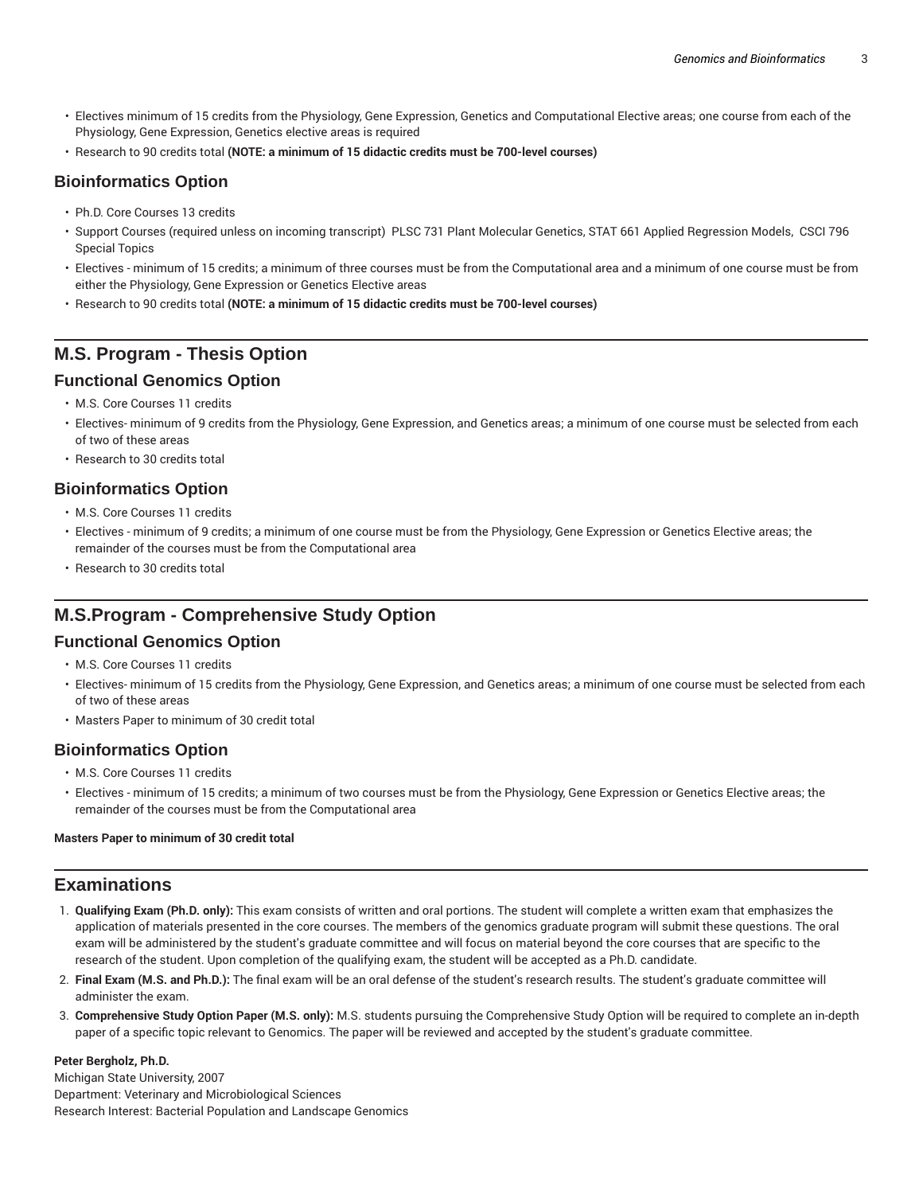- Electives minimum of 15 credits from the Physiology, Gene Expression, Genetics and Computational Elective areas; one course from each of the Physiology, Gene Expression, Genetics elective areas is required
- Research to 90 credits total **(NOTE: a minimum of 15 didactic credits must be 700-level courses)**

### Bioinformatics Option

- Ph.D. Core Courses 13 credits
- Support Courses (required unless on incoming transcript) PLSC 731 Plant Molecular Genetics, STAT 661 Applied Regression Models, CSCI 796 Special Topics
- Electives - minimum of 15 credits; a minimum of three courses must be from the Computational area and a minimum of one course must be from either the Physiology, Gene Expression or Genetics Elective areas
- Research to 90 credits total **(NOTE: a minimum of 15 didactic credits must be 700-level courses)**

## M.S. Program - Thesis Option

### Functional Genomics Option

- M.S. Core Courses 11 credits
- Electives- minimum of 9 credits from the Physiology, Gene Expression, and Genetics areas; a minimum of one course must be selected from each of two of these areas
- Research to 30 credits total

### Bioinformatics Option

- M.S. Core Courses 11 credits
- Electives - minimum of 9 credits; a minimum of one course must be from the Physiology, Gene Expression or Genetics Elective areas; the remainder of the courses must be from the Computational area
- Research to 30 credits total

## M.S.Program - Comprehensive Study Option

### Functional Genomics Option

- M.S. Core Courses 11 credits
- Electives- minimum of 15 credits from the Physiology, Gene Expression, and Genetics areas; a minimum of one course must be selected from each of two of these areas
- Masters Paper to minimum of 30 credit total

### Bioinformatics Option

- M.S. Core Courses 11 credits
- Electives - minimum of 15 credits; a minimum of two courses must be from the Physiology, Gene Expression or Genetics Elective areas; the remainder of the courses must be from the Computational area

**Masters Paper to minimum of 30 credit total**

## Examinations

1. **Qualifying Exam (Ph.D. only):** This exam consists of written and oral portions. The student will complete a written exam that emphasizes the application of materials presented in the core courses. The members of the genomics graduate program will submit these questions. The oral exam will be administered by the student's graduate committee and will focus on material beyond the core courses that are specific to the research of the student. Upon completion of the qualifying exam, the student will be accepted as a Ph.D. candidate.
2. **Final Exam (M.S. and Ph.D.):** The final exam will be an oral defense of the student's research results. The student's graduate committee will administer the exam.
3. **Comprehensive Study Option Paper (M.S. only):** M.S. students pursuing the Comprehensive Study Option will be required to complete an in-depth paper of a specific topic relevant to Genomics. The paper will be reviewed and accepted by the student's graduate committee.

**Peter Bergholz, Ph.D.**
Michigan State University, 2007
Department: Veterinary and Microbiological Sciences
Research Interest: Bacterial Population and Landscape Genomics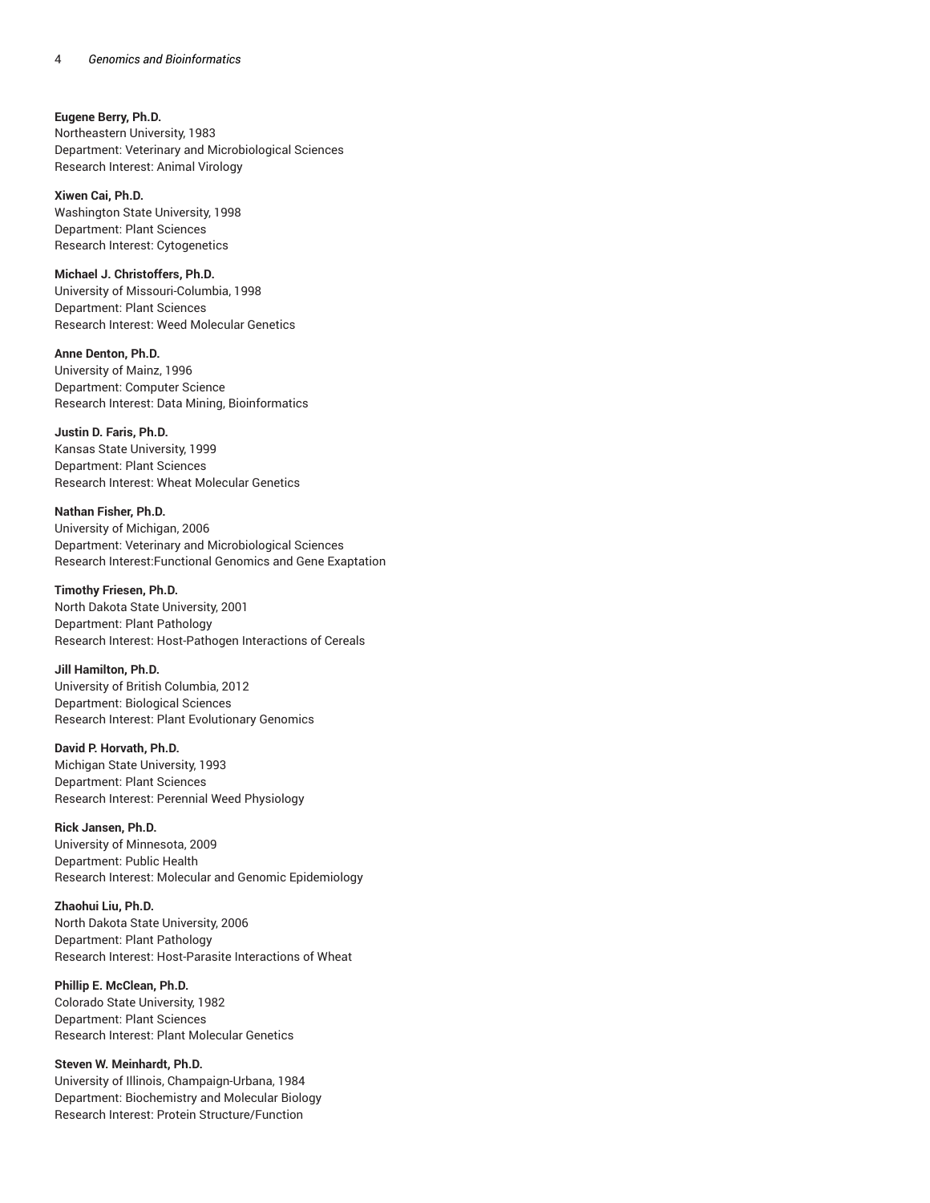**Eugene Berry, Ph.D.**
Northeastern University, 1983
Department: Veterinary and Microbiological Sciences
Research Interest: Animal Virology

**Xiwen Cai, Ph.D.**
Washington State University, 1998
Department: Plant Sciences
Research Interest: Cytogenetics

**Michael J. Christoffers, Ph.D.**
University of Missouri-Columbia, 1998
Department: Plant Sciences
Research Interest: Weed Molecular Genetics

**Anne Denton, Ph.D.**
University of Mainz, 1996
Department: Computer Science
Research Interest: Data Mining, Bioinformatics

**Justin D. Faris, Ph.D.**
Kansas State University, 1999
Department: Plant Sciences
Research Interest: Wheat Molecular Genetics

**Nathan Fisher, Ph.D.**
University of Michigan, 2006
Department: Veterinary and Microbiological Sciences
Research Interest:Functional Genomics and Gene Exaptation

**Timothy Friesen, Ph.D.**
North Dakota State University, 2001
Department: Plant Pathology
Research Interest: Host-Pathogen Interactions of Cereals

**Jill Hamilton, Ph.D.**
University of British Columbia, 2012
Department: Biological Sciences
Research Interest: Plant Evolutionary Genomics

**David P. Horvath, Ph.D.**
Michigan State University, 1993
Department: Plant Sciences
Research Interest: Perennial Weed Physiology

**Rick Jansen, Ph.D.**
University of Minnesota, 2009
Department: Public Health
Research Interest: Molecular and Genomic Epidemiology

**Zhaohui Liu, Ph.D.**
North Dakota State University, 2006
Department: Plant Pathology
Research Interest: Host-Parasite Interactions of Wheat

**Phillip E. McClean, Ph.D.**
Colorado State University, 1982
Department: Plant Sciences
Research Interest: Plant Molecular Genetics

**Steven W. Meinhardt, Ph.D.**
University of Illinois, Champaign-Urbana, 1984
Department: Biochemistry and Molecular Biology
Research Interest: Protein Structure/Function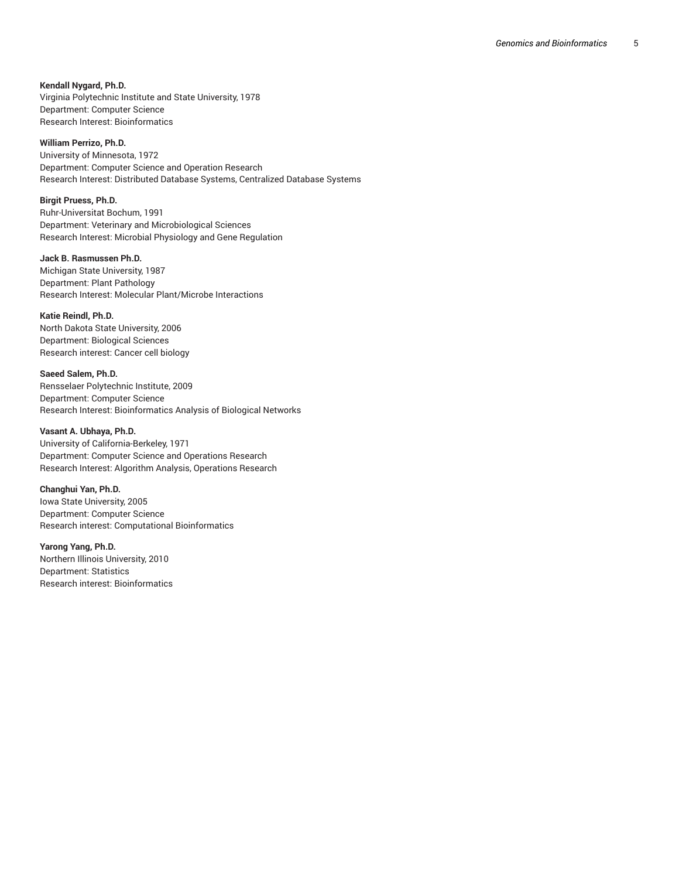**Kendall Nygard, Ph.D.**
Virginia Polytechnic Institute and State University, 1978
Department: Computer Science
Research Interest: Bioinformatics

**William Perrizo, Ph.D.**
University of Minnesota, 1972
Department: Computer Science and Operation Research
Research Interest: Distributed Database Systems, Centralized Database Systems

**Birgit Pruess, Ph.D.**
Ruhr-Universitat Bochum, 1991
Department: Veterinary and Microbiological Sciences
Research Interest: Microbial Physiology and Gene Regulation

**Jack B. Rasmussen Ph.D.**
Michigan State University, 1987
Department: Plant Pathology
Research Interest: Molecular Plant/Microbe Interactions

**Katie Reindl, Ph.D.**
North Dakota State University, 2006
Department: Biological Sciences
Research interest: Cancer cell biology

**Saeed Salem, Ph.D.**
Rensselaer Polytechnic Institute, 2009
Department: Computer Science
Research Interest: Bioinformatics Analysis of Biological Networks

**Vasant A. Ubhaya, Ph.D.**
University of California-Berkeley, 1971
Department: Computer Science and Operations Research
Research Interest: Algorithm Analysis, Operations Research

**Changhui Yan, Ph.D.**
Iowa State University, 2005
Department: Computer Science
Research interest: Computational Bioinformatics

**Yarong Yang, Ph.D.**
Northern Illinois University, 2010
Department: Statistics
Research interest: Bioinformatics